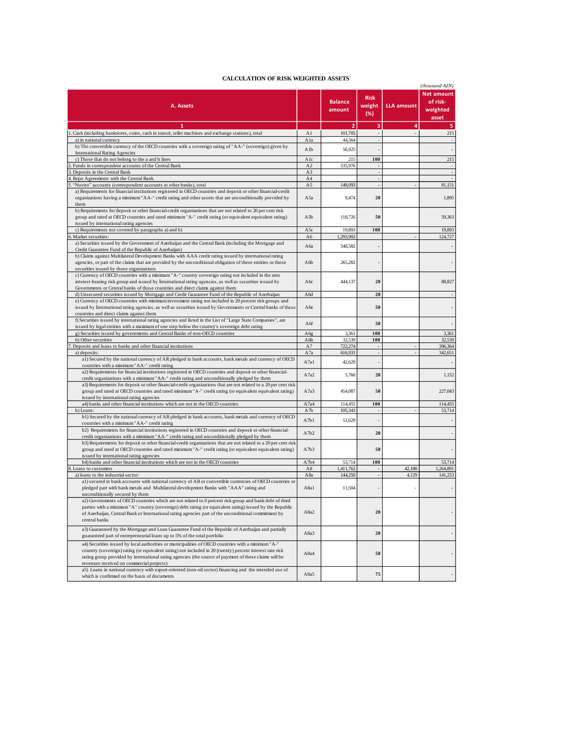**CALCULATION OF RISK WEIGHTED ASSETS**

*(thousand AZN)*

| A. Assets | | Balance amount | Risk weight (%) | LLA amount | Net amount of risk-weighted asset |
|---|---|---|---|---|---|
| 1 | | 2 | 3 | 4 | 5 |
| 1. Cash (including banknotes, coins, cash in transit, teller machines and exchange stations), total | A1 | 101,705 | - | - | 215 |
| a) in national currency | A1a | 44,564 | - | | - |
| b) The convertible currency of the OECD countries with a sovereign rating of "AA-" (sovereign) given by International Rating Agencies | A1b | 56,925 | - | | - |
| c) Those that do not belong to the a and b lines | A1c | 215 | 100 | | 215 |
| 2. Funds in correspondent accounts of the Central Bank | A2 | 535,976 | - | | - |
| 3. Deposits in the Central Bank | A3 | | - | | - |
| 4. Repo Agreements with the Central Bank | A4 | | - | | - |
| 5. "Nostro" accounts (correspondent accounts at other banks), total | A5 | 148,093 | - | - | 81,151 |
| a) Requirements for financial institutions registered in OECD countries and deposit or other financial-credit organizations having a minimum "AA-" credit rating and other assets that are unconditionally provided by them | A5a | 9,474 | 20 | | 1,895 |
| b) Requirements for deposit or other financial-credit organizations that are not related to 20 per cent risk group and rated at OECD countries and rated minimum "A-" credit rating (or equivalent equivalent rating) issued by international rating agencies | A5b | 118,726 | 50 | | 59,363 |
| c) Requirements not covered by paragraphs a) and b) | A5c | 19,893 | 100 | | 19,893 |
| 6. Market securities: | A6 | 1,293,902 | | - | 124,727 |
| a) Securities issued by the Government of Azerbaijan and the Central Bank (including the Mortgage and Credit Guarantee Fund of the Republic of Azerbaijan) | A6a | 548,582 | - | | - |
| b) Claims against Multilateral Development Banks with AAA credit rating issued by international rating agencies, or part of the claims that are provided by the unconditional obligation of these entities or those securities issued by those organizations | A6b | 265,282 | - | | - |
| c) Currency of OECD countries with a minimum "A-" country sovereign rating not included in the zero interest-bearing risk group and issued by İnternational rating agencies, as well as securities issued by Governments or Central banks of those countries and direct claims against them | A6c | 444,137 | 20 | | 88,827 |
| d) Unsecured securities issued by Mortgage and Credit Guarantee Fund of the Republic of Azerbaijan | A6d | | 20 | | - |
| e) Currency of OECD countries with minimum investment rating not included in 20 percent risk groups and issued by İnternational rating agencies, as well as securities issued by Governments or Central banks of those countries and direct claims against them | A6e | | 50 | | - |
| f) Securities issued by international rating agencies and listed in the List of "Large State Companies", are issued by legal entities with a maximum of one step below the country's sovereign debt rating | A6f | | 50 | | - |
| g) Securities issued by governments and Central Banks of non-OECD countries | A6g | 3,361 | 100 | | 3,361 |
| h) Other securities | A6h | 32,539 | 100 | | 32,539 |
| 7. Deposits and loans to banks and other financial institutions | A7 | 722,274 | - | - | 396,364 |
| a) deposits: | A7a | 616,931 | - | - | 342,651 |
| a1) Secured by the national currency of AR pledged in bank accounts, bank metals and currency of OECD countries with a minimum "AA-" credit rating | A7a1 | 42,629 | - | | - |
| a2) Requirements for financial institutions registered in OECD countries and deposit or other financial-credit organizations with a minimum "AA-" credit rating and unconditionally pledged by them | A7a2 | 5,760 | 20 | | 1,152 |
| a3) Requirements for deposit or other financial-credit organizations that are not related to a 20 per cent risk group and rated at OECD countries and rated minimum "A-" credit rating (or equivalent equivalent rating) issued by international rating agencies | A7a3 | 454,087 | 50 | | 227,043 |
| a4) banks and other financial institutions which are not in the OECD countries | A7a4 | 114,455 | 100 | | 114,455 |
| b) Loans: | A7b | 105,343 | - | - | 53,714 |
| b1) Secured by the national currency of AR pledged in bank accounts, bank metals and currency of OECD countries with a minimum "AA-" credit rating | A7b1 | 51,629 | - | | - |
| b2) Requirements for financial institutions registered in OECD countries and deposit or other financial-credit organizations with a minimum "AA-" credit rating and unconditionally pledged by them | A7b2 | | 20 | | - |
| b3) Requirements for deposit or other financial-credit organizations that are not related to a 20 per cent risk group and rated at OECD countries and rated minimum "A-" credit rating (or equivalent equivalent rating) issued by international rating agencies | A7b3 | | 50 | | - |
| b4) banks and other financial institutions which are not in the OECD countries | A7b4 | 53,714 | 100 | | 53,714 |
| 8. Loans to customers | A8 | 1,411,762 | - | 42,188 | 1,264,891 |
| a) loans to the industrial sector: | A8a | 144,250 | - | 4,129 | 141,253 |
| a1) secured in bank accounts with national currency of AR or convertible currencies of OECD countries or pledged part with bank metals and Multilateral development Banks with "AAA" rating and unconditionally secured by them | A8a1 | 11,504 | - | - | - |
| a2) Governments of OECD countries which are not related to 0 percent risk group and bank debt of third parties with a minimum "A" country (sovereign) debt rating (or equivalent rating) issued by the Republic of Azerbaijan, Central Bank or International rating agencies part of the unconditional commitment by central banks | A8a2 | | 20 | | - |
| a3) Guaranteed by the Mortgage and Loan Guarantee Fund of the Republic of Azerbaijan and partially guaranteed part of entrepreneurial loans up to 5% of the total portfolio | A8a3 | | 20 | | - |
| a4) Securities issued by local authorities or municipalities of OECD countries with a minimum "A-" country (sovereign) rating (or equivalent rating) not included in 20 (twenty) percent interest rate risk rating group provided by international rating agencies (the source of payment of these claims will be revenues received on commercial projects) | A8a4 | | 50 | | - |
| a5) Loans in national currency with export-oriented (non-oil sector) financing and the intended use of which is confirmed on the basis of documents | A8a5 | | 75 | | - |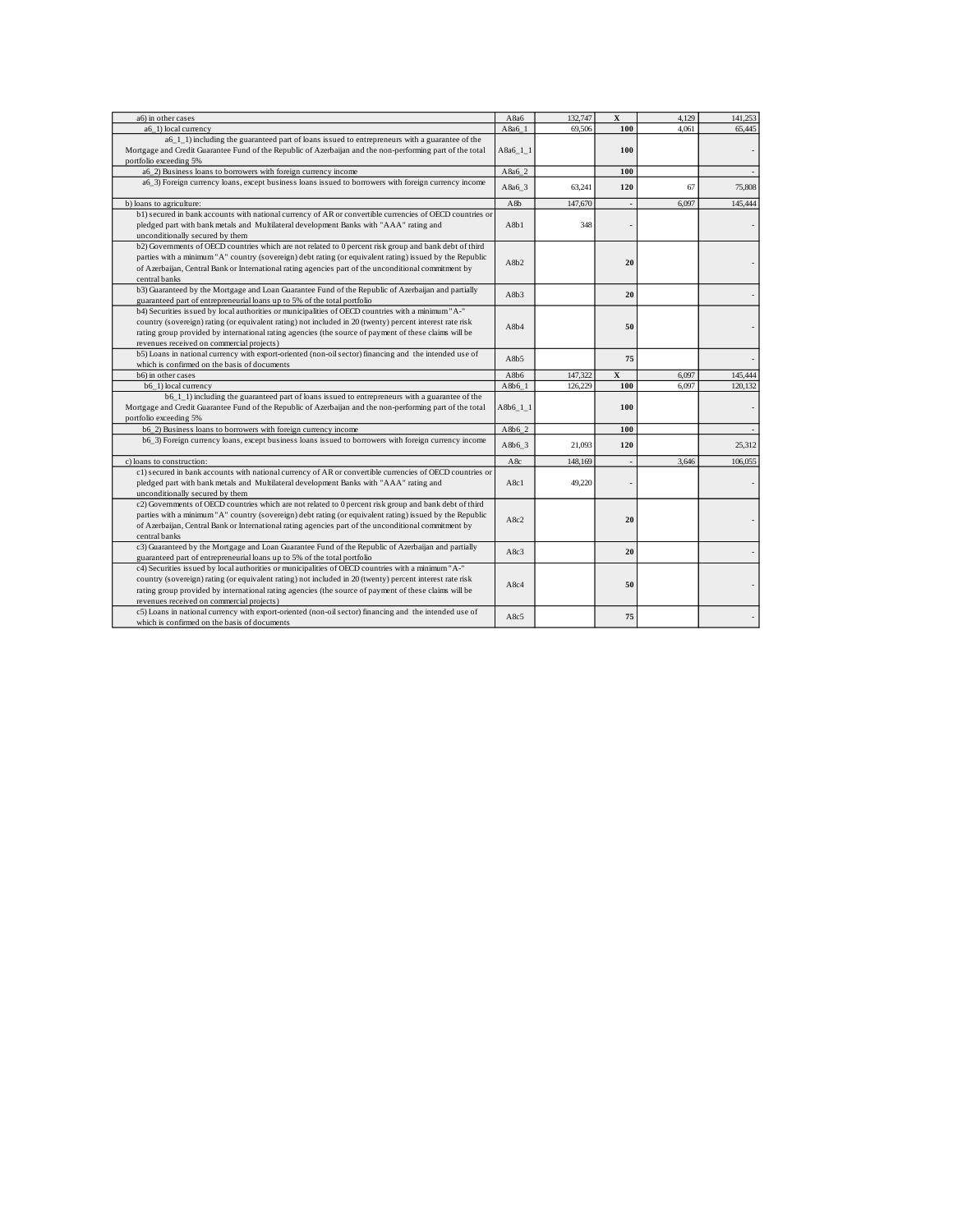| | | | | | |
|---|---|---|---|---|---|
| a6) in other cases | A8a6 | 132,747 | X | 4,129 | 141,253 |
| a6_1) local currency | A8a6_1 | 69,506 | 100 | 4,061 | 65,445 |
| a6_1_1) including the guaranteed part of loans issued to entrepreneurs with a guarantee of the Mortgage and Credit Guarantee Fund of the Republic of Azerbaijan and the non-performing part of the total portfolio exceeding 5% | A8a6_1_1 | | 100 | | - |
| a6_2) Business loans to borrowers with foreign currency income | A8a6_2 | | 100 | | - |
| a6_3) Foreign currency loans, except business loans issued to borrowers with foreign currency income | A8a6_3 | 63,241 | 120 | 67 | 75,808 |
| b) loans to agriculture: | A8b | 147,670 | - | 6,097 | 145,444 |
| b1) secured in bank accounts with national currency of AR or convertible currencies of OECD countries or pledged part with bank metals and Multilateral development Banks with "AAA" rating and unconditionally secured by them | A8b1 | 348 | - | | - |
| b2) Governments of OECD countries which are not related to 0 percent risk group and bank debt of third parties with a minimum "A" country (sovereign) debt rating (or equivalent rating) issued by the Republic of Azerbaijan, Central Bank or International rating agencies part of the unconditional commitment by central banks | A8b2 | | 20 | | - |
| b3) Guaranteed by the Mortgage and Loan Guarantee Fund of the Republic of Azerbaijan and partially guaranteed part of entrepreneurial loans up to 5% of the total portfolio | A8b3 | | 20 | | - |
| b4) Securities issued by local authorities or municipalities of OECD countries with a minimum "A-" country (sovereign) rating (or equivalent rating) not included in 20 (twenty) percent interest rate risk rating group provided by international rating agencies (the source of payment of these claims will be revenues received on commercial projects) | A8b4 | | 50 | | - |
| b5) Loans in national currency with export-oriented (non-oil sector) financing and the intended use of which is confirmed on the basis of documents | A8b5 | | 75 | | - |
| b6) in other cases | A8b6 | 147,322 | X | 6,097 | 145,444 |
| b6_1) local currency | A8b6_1 | 126,229 | 100 | 6,097 | 120,132 |
| b6_1_1) including the guaranteed part of loans issued to entrepreneurs with a guarantee of the Mortgage and Credit Guarantee Fund of the Republic of Azerbaijan and the non-performing part of the total portfolio exceeding 5% | A8b6_1_1 | | 100 | | - |
| b6_2) Business loans to borrowers with foreign currency income | A8b6_2 | | 100 | | - |
| b6_3) Foreign currency loans, except business loans issued to borrowers with foreign currency income | A8b6_3 | 21,093 | 120 | | 25,312 |
| c) loans to construction: | A8c | 148,169 | - | 3,646 | 106,055 |
| c1) secured in bank accounts with national currency of AR or convertible currencies of OECD countries or pledged part with bank metals and Multilateral development Banks with "AAA" rating and unconditionally secured by them | A8c1 | 49,220 | - | | - |
| c2) Governments of OECD countries which are not related to 0 percent risk group and bank debt of third parties with a minimum "A" country (sovereign) debt rating (or equivalent rating) issued by the Republic of Azerbaijan, Central Bank or International rating agencies part of the unconditional commitment by central banks | A8c2 | | 20 | | - |
| c3) Guaranteed by the Mortgage and Loan Guarantee Fund of the Republic of Azerbaijan and partially guaranteed part of entrepreneurial loans up to 5% of the total portfolio | A8c3 | | 20 | | - |
| c4) Securities issued by local authorities or municipalities of OECD countries with a minimum "A-" country (sovereign) rating (or equivalent rating) not included in 20 (twenty) percent interest rate risk rating group provided by international rating agencies (the source of payment of these claims will be revenues received on commercial projects) | A8c4 | | 50 | | - |
| c5) Loans in national currency with export-oriented (non-oil sector) financing and the intended use of which is confirmed on the basis of documents | A8c5 | | 75 | | - |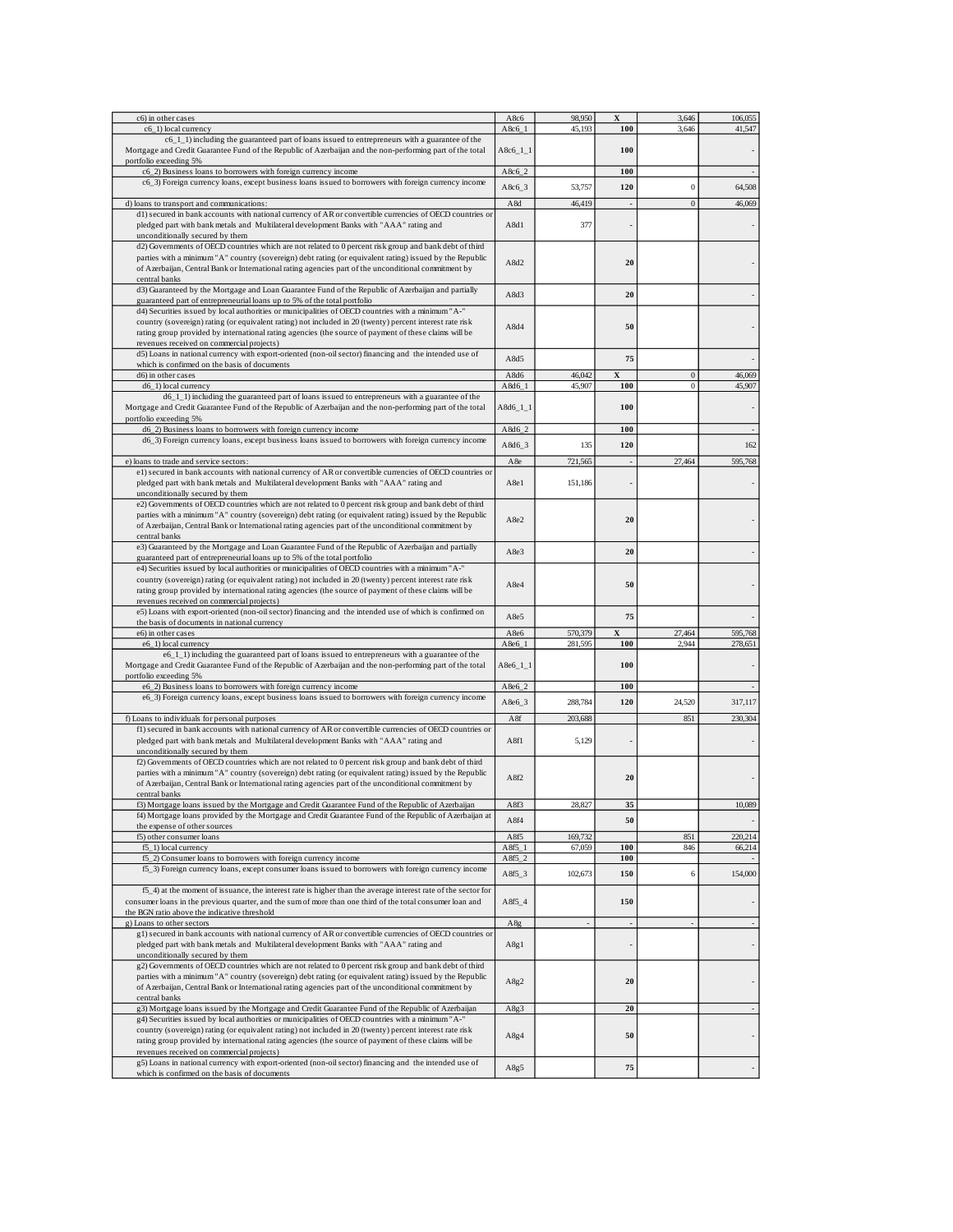| | | | | | |
|---|---|---|---|---|---|
| c6) in other cases | A8c6 | 98,950 | X | 3,646 | 106,055 |
| c6_1) local currency | A8c6_1 | 45,193 | 100 | 3,646 | 41,547 |
| c6_1_1) including the guaranteed part of loans issued to entrepreneurs with a guarantee of the Mortgage and Credit Guarantee Fund of the Republic of Azerbaijan and the non-performing part of the total portfolio exceeding 5% | A8c6_1_1 | | 100 | | - |
| c6_2) Business loans to borrowers with foreign currency income | A8c6_2 | | 100 | | - |
| c6_3) Foreign currency loans, except business loans issued to borrowers with foreign currency income | A8c6_3 | 53,757 | 120 | 0 | 64,508 |
| d) loans to transport and communications: | A8d | 46,419 | - | 0 | 46,069 |
| d1) secured in bank accounts with national currency of AR or convertible currencies of OECD countries or pledged part with bank metals and Multilateral development Banks with "AAA" rating and unconditionally secured by them | A8d1 | 377 | - | | - |
| d2) Governments of OECD countries which are not related to 0 percent risk group and bank debt of third parties with a minimum "A" country (sovereign) debt rating (or equivalent rating) issued by the Republic of Azerbaijan, Central Bank or International rating agencies part of the unconditional commitment by central banks | A8d2 | | 20 | | - |
| d3) Guaranteed by the Mortgage and Loan Guarantee Fund of the Republic of Azerbaijan and partially guaranteed part of entrepreneurial loans up to 5% of the total portfolio | A8d3 | | 20 | | - |
| d4) Securities issued by local authorities or municipalities of OECD countries with a minimum "A-" country (sovereign) rating (or equivalent rating) not included in 20 (twenty) percent interest rate risk rating group provided by international rating agencies (the source of payment of these claims will be revenues received on commercial projects) | A8d4 | | 50 | | - |
| d5) Loans in national currency with export-oriented (non-oil sector) financing and the intended use of which is confirmed on the basis of documents | A8d5 | | 75 | | - |
| d6) in other cases | A8d6 | 46,042 | X | 0 | 46,069 |
| d6_1) local currency | A8d6_1 | 45,907 | 100 | 0 | 45,907 |
| d6_1_1) including the guaranteed part of loans issued to entrepreneurs with a guarantee of the Mortgage and Credit Guarantee Fund of the Republic of Azerbaijan and the non-performing part of the total portfolio exceeding 5% | A8d6_1_1 | | 100 | | - |
| d6_2) Business loans to borrowers with foreign currency income | A8d6_2 | | 100 | | - |
| d6_3) Foreign currency loans, except business loans issued to borrowers with foreign currency income | A8d6_3 | 135 | 120 | | 162 |
| e) loans to trade and service sectors: | A8e | 721,565 | - | 27,464 | 595,768 |
| e1) secured in bank accounts with national currency of AR or convertible currencies of OECD countries or pledged part with bank metals and Multilateral development Banks with "AAA" rating and unconditionally secured by them | A8e1 | 151,186 | - | | - |
| e2) Governments of OECD countries which are not related to 0 percent risk group and bank debt of third parties with a minimum "A" country (sovereign) debt rating (or equivalent rating) issued by the Republic of Azerbaijan, Central Bank or International rating agencies part of the unconditional commitment by central banks | A8e2 | | 20 | | - |
| e3) Guaranteed by the Mortgage and Loan Guarantee Fund of the Republic of Azerbaijan and partially guaranteed part of entrepreneurial loans up to 5% of the total portfolio | A8e3 | | 20 | | - |
| e4) Securities issued by local authorities or municipalities of OECD countries with a minimum "A-" country (sovereign) rating (or equivalent rating) not included in 20 (twenty) percent interest rate risk rating group provided by international rating agencies (the source of payment of these claims will be revenues received on commercial projects) | A8e4 | | 50 | | - |
| e5) Loans with export-oriented (non-oil sector) financing and the intended use of which is confirmed on the basis of documents in national currency | A8e5 | | 75 | | - |
| e6) in other cases | A8e6 | 570,379 | X | 27,464 | 595,768 |
| e6_1) local currency | A8e6_1 | 281,595 | 100 | 2,944 | 278,651 |
| e6_1_1) including the guaranteed part of loans issued to entrepreneurs with a guarantee of the Mortgage and Credit Guarantee Fund of the Republic of Azerbaijan and the non-performing part of the total portfolio exceeding 5% | A8e6_1_1 | | 100 | | - |
| e6_2) Business loans to borrowers with foreign currency income | A8e6_2 | | 100 | | - |
| e6_3) Foreign currency loans, except business loans issued to borrowers with foreign currency income | A8e6_3 | 288,784 | 120 | 24,520 | 317,117 |
| f) Loans to individuals for personal purposes | A8f | 203,688 | | 851 | 230,304 |
| f1) secured in bank accounts with national currency of AR or convertible currencies of OECD countries or pledged part with bank metals and Multilateral development Banks with "AAA" rating and unconditionally secured by them | A8f1 | 5,129 | - | | - |
| f2) Governments of OECD countries which are not related to 0 percent risk group and bank debt of third parties with a minimum "A" country (sovereign) debt rating (or equivalent rating) issued by the Republic of Azerbaijan, Central Bank or International rating agencies part of the unconditional commitment by central banks | A8f2 | | 20 | | - |
| f3) Mortgage loans issued by the Mortgage and Credit Guarantee Fund of the Republic of Azerbaijan | A8f3 | 28,827 | 35 | | 10,089 |
| f4) Mortgage loans provided by the Mortgage and Credit Guarantee Fund of the Republic of Azerbaijan at the expense of other sources | A8f4 | | 50 | | - |
| f5) other consumer loans | A8f5 | 169,732 | | 851 | 220,214 |
| f5_1) local currency | A8f5_1 | 67,059 | 100 | 846 | 66,214 |
| f5_2) Consumer loans to borrowers with foreign currency income | A8f5_2 | | 100 | | - |
| f5_3) Foreign currency loans, except consumer loans issued to borrowers with foreign currency income | A8f5_3 | 102,673 | 150 | 6 | 154,000 |
| f5_4) at the moment of issuance, the interest rate is higher than the average interest rate of the sector for consumer loans in the previous quarter, and the sum of more than one third of the total consumer loan and the BGN ratio above the indicative threshold | A8f5_4 | | 150 | | - |
| g) Loans to other sectors | A8g | - | - | - | - |
| g1) secured in bank accounts with national currency of AR or convertible currencies of OECD countries or pledged part with bank metals and Multilateral development Banks with "AAA" rating and unconditionally secured by them | A8g1 | | - | | - |
| g2) Governments of OECD countries which are not related to 0 percent risk group and bank debt of third parties with a minimum "A" country (sovereign) debt rating (or equivalent rating) issued by the Republic of Azerbaijan, Central Bank or International rating agencies part of the unconditional commitment by central banks | A8g2 | | 20 | | - |
| g3) Mortgage loans issued by the Mortgage and Credit Guarantee Fund of the Republic of Azerbaijan | A8g3 | | 20 | | - |
| g4) Securities issued by local authorities or municipalities of OECD countries with a minimum "A-" country (sovereign) rating (or equivalent rating) not included in 20 (twenty) percent interest rate risk rating group provided by international rating agencies (the source of payment of these claims will be revenues received on commercial projects) | A8g4 | | 50 | | - |
| g5) Loans in national currency with export-oriented (non-oil sector) financing and the intended use of which is confirmed on the basis of documents | A8g5 | | 75 | | - |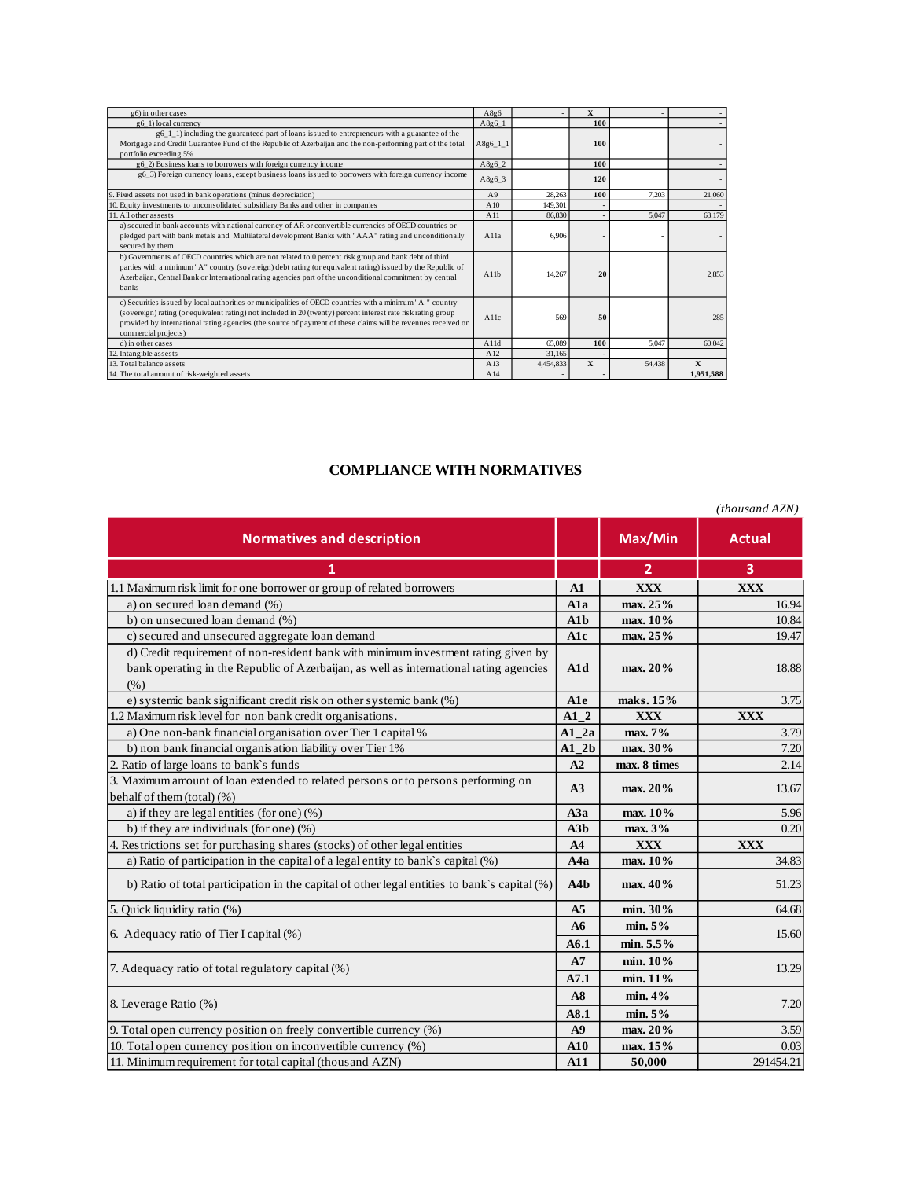| | | | | | |
|---|---|---|---|---|---|
| g6) in other cases | A8g6 | - | X | - | - |
| g6_1) local currency | A8g6_1 | | 100 | | - |
| g6_1_1) including the guaranteed part of loans issued to entrepreneurs with a guarantee of the Mortgage and Credit Guarantee Fund of the Republic of Azerbaijan and the non-performing part of the total portfolio exceeding 5% | A8g6_1_1 | | 100 | | - |
| g6_2) Business loans to borrowers with foreign currency income | A8g6_2 | | 100 | | - |
| g6_3) Foreign currency loans, except business loans issued to borrowers with foreign currency income | A8g6_3 | | 120 | | - |
| 9. Fixed assets not used in bank operations (minus depreciation) | A9 | 28,263 | 100 | 7,203 | 21,060 |
| 10. Equity investments to unconsolidated subsidiary Banks and other in companies | A10 | 149,301 | - | | - |
| 11. All other assests | A11 | 86,830 | - | 5,047 | 63,179 |
| a) secured in bank accounts with national currency of AR or convertible currencies of OECD countries or pledged part with bank metals and Multilateral development Banks with "AAA" rating and unconditionally secured by them | A11a | 6,906 | - | - | - |
| b) Governments of OECD countries which are not related to 0 percent risk group and bank debt of third parties with a minimum "A" country (sovereign) debt rating (or equivalent rating) issued by the Republic of Azerbaijan, Central Bank or International rating agencies part of the unconditional commitment by central banks | A11b | 14,267 | 20 | | 2,853 |
| c) Securities issued by local authorities or municipalities of OECD countries with a minimum "A-" country (sovereign) rating (or equivalent rating) not included in 20 (twenty) percent interest rate risk rating group provided by international rating agencies (the source of payment of these claims will be revenues received on commercial projects) | A11c | 569 | 50 | | 285 |
| d) in other cases | A11d | 65,089 | 100 | 5,047 | 60,042 |
| 12. Intangible assests | A12 | 31,165 | - | - | - |
| 13. Total balance assets | A13 | 4,454,833 | X | 54,438 | X |
| 14. The total amount of risk-weighted assets | A14 | - | - | | 1,951,588 |

## COMPLIANCE WITH NORMATIVES

*(thousand AZN)*

| Normatives and description | | Max/Min | Actual |
|---|---|---|---|
| 1 | | 2 | 3 |
| 1.1 Maximum risk limit for one borrower or group of related borrowers | A1 | XXX | XXX |
| a) on secured loan demand (%) | A1a | max. 25% | 16.94 |
| b) on unsecured loan demand (%) | A1b | max. 10% | 10.84 |
| c) secured and unsecured aggregate loan demand | A1c | max. 25% | 19.47 |
| d) Credit requirement of non-resident bank with minimum investment rating given by bank operating in the Republic of Azerbaijan, as well as international rating agencies (%) | A1d | max. 20% | 18.88 |
| e) systemic bank significant credit risk on other systemic bank (%) | A1e | maks. 15% | 3.75 |
| 1.2 Maximum risk level for non bank credit organisations. | A1_2 | XXX | XXX |
| a) One non-bank financial organisation over Tier 1 capital % | A1_2a | max. 7% | 3.79 |
| b) non bank financial organisation liability over Tier 1% | A1_2b | max. 30% | 7.20 |
| 2. Ratio of large loans to bank`s funds | A2 | max. 8 times | 2.14 |
| 3. Maximum amount of loan extended to related persons or to persons performing on behalf of them (total) (%) | A3 | max. 20% | 13.67 |
| a) if they are legal entities (for one) (%) | A3a | max. 10% | 5.96 |
| b) if they are individuals (for one) (%) | A3b | max. 3% | 0.20 |
| 4. Restrictions set for purchasing shares (stocks) of other legal entities | A4 | XXX | XXX |
| a) Ratio of participation in the capital of a legal entity to bank`s capital (%) | A4a | max. 10% | 34.83 |
| b) Ratio of total participation in the capital of other legal entities to bank`s capital (%) | A4b | max. 40% | 51.23 |
| 5. Quick liquidity ratio (%) | A5 | min. 30% | 64.68 |
| 6. Adequacy ratio of Tier I capital (%) | A6 | min. 5% | 15.60 |
| | A6.1 | min. 5.5% | |
| 7. Adequacy ratio of total regulatory capital (%) | A7 | min. 10% | 13.29 |
| | A7.1 | min. 11% | |
| 8. Leverage Ratio (%) | A8 | min. 4% | 7.20 |
| | A8.1 | min. 5% | |
| 9. Total open currency position on freely convertible currency (%) | A9 | max. 20% | 3.59 |
| 10. Total open currency position on inconvertible currency (%) | A10 | max. 15% | 0.03 |
| 11. Minimum requirement for total capital (thousand AZN) | A11 | 50,000 | 291454.21 |